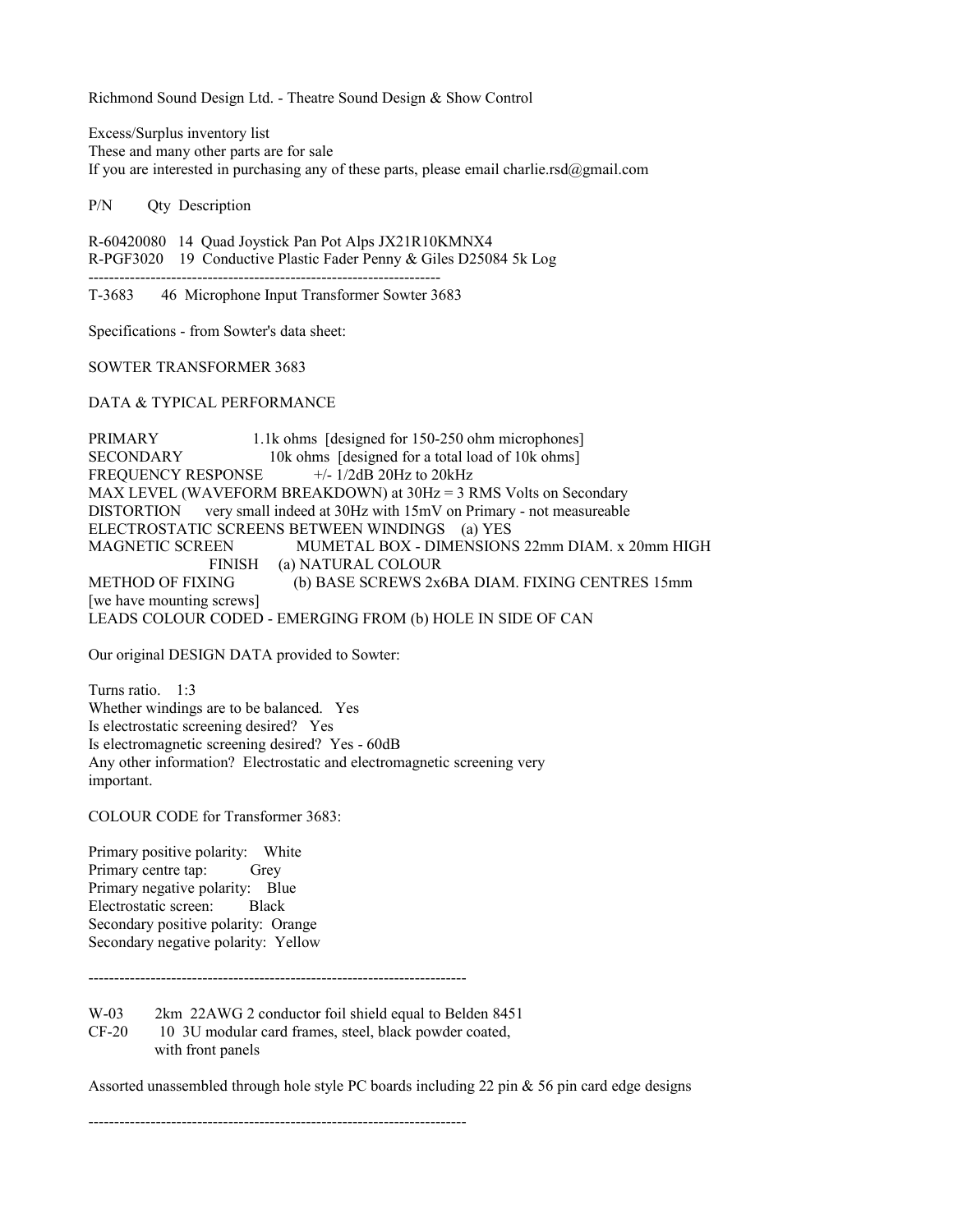Richmond Sound Design Ltd. - Theatre Sound Design & Show Control

Excess/Surplus inventory list
These and many other parts are for sale
If you are interested in purchasing any of these parts, please email charlie.rsd@gmail.com

P/N    Qty  Description

R-60420080   14  Quad Joystick Pan Pot Alps JX21R10KMNX4
R-PGF3020   19  Conductive Plastic Fader Penny & Giles D25084 5k Log

---

T-3683    46  Microphone Input Transformer Sowter 3683

Specifications - from Sowter's data sheet:

SOWTER TRANSFORMER 3683

DATA & TYPICAL PERFORMANCE

PRIMARY    1.1k ohms  [designed for 150-250 ohm microphones]
SECONDARY    10k ohms  [designed for a total load of 10k ohms]
FREQUENCY RESPONSE    +/- 1/2dB 20Hz to 20kHz
MAX LEVEL (WAVEFORM BREAKDOWN) at 30Hz = 3 RMS Volts on Secondary
DISTORTION    very small indeed at 30Hz with 15mV on Primary - not measureable
ELECTROSTATIC SCREENS BETWEEN WINDINGS    (a) YES
MAGNETIC SCREEN    MUMETAL BOX - DIMENSIONS 22mm DIAM. x 20mm HIGH
FINISH    (a) NATURAL COLOUR
METHOD OF FIXING    (b) BASE SCREWS 2x6BA DIAM. FIXING CENTRES 15mm
[we have mounting screws]
LEADS COLOUR CODED - EMERGING FROM (b) HOLE IN SIDE OF CAN

Our original DESIGN DATA provided to Sowter:

Turns ratio.   1:3
Whether windings are to be balanced.   Yes
Is electrostatic screening desired?   Yes
Is electromagnetic screening desired?  Yes - 60dB
Any other information?  Electrostatic and electromagnetic screening very important.

COLOUR CODE for Transformer 3683:

Primary positive polarity:   White
Primary centre tap:   Grey
Primary negative polarity:   Blue
Electrostatic screen:   Black
Secondary positive polarity:  Orange
Secondary negative polarity:  Yellow

---

W-03    2km  22AWG 2 conductor foil shield equal to Belden 8451
CF-20    10  3U modular card frames, steel, black powder coated, with front panels

Assorted unassembled through hole style PC boards including 22 pin & 56 pin card edge designs

---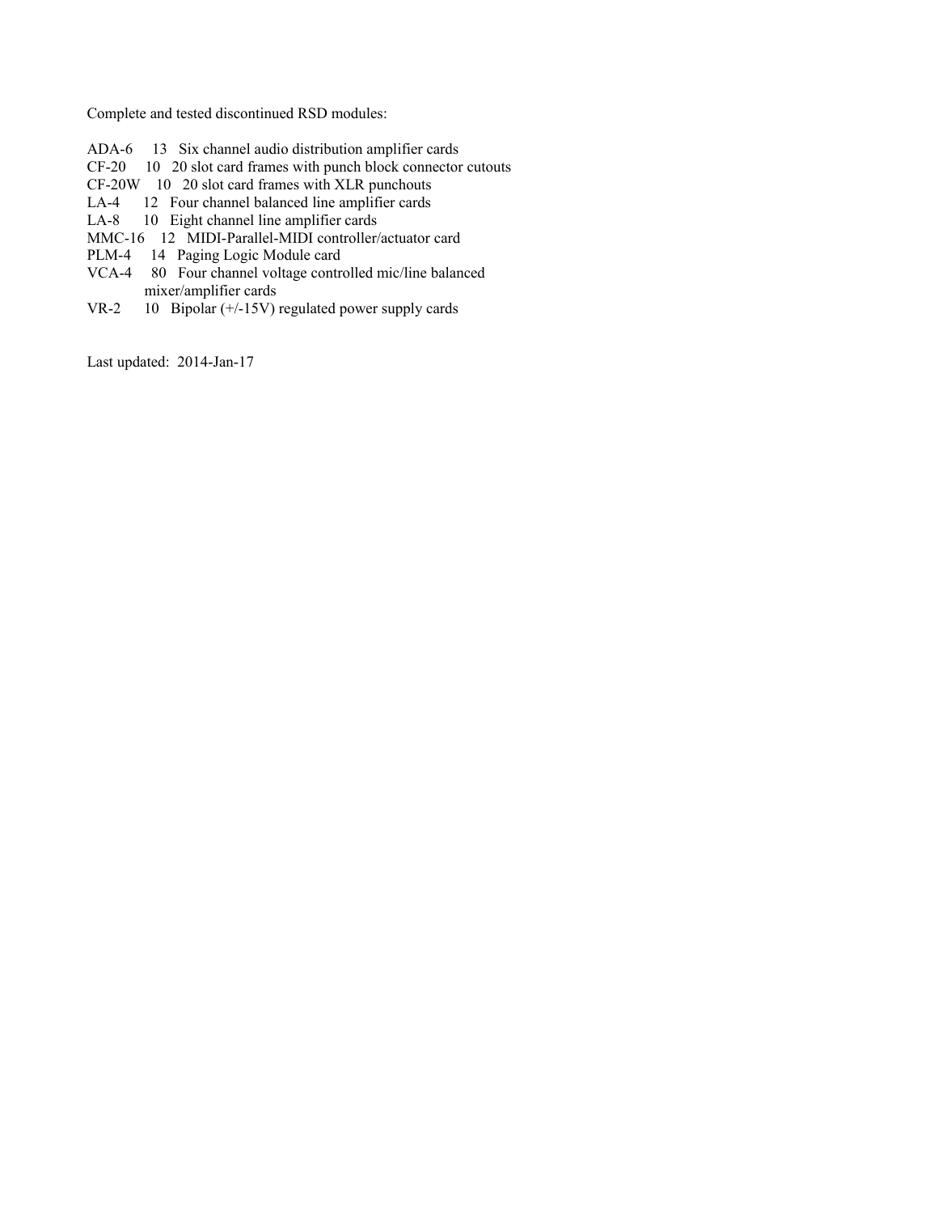Complete and tested discontinued RSD modules:

| | | |
|---|---|---|
| ADA-6 | 13 | Six channel audio distribution amplifier cards |
| CF-20 | 10 | 20 slot card frames with punch block connector cutouts |
| CF-20W | 10 | 20 slot card frames with XLR punchouts |
| LA-4 | 12 | Four channel balanced line amplifier cards |
| LA-8 | 10 | Eight channel line amplifier cards |
| MMC-16 | 12 | MIDI-Parallel-MIDI controller/actuator card |
| PLM-4 | 14 | Paging Logic Module card |
| VCA-4 | 80 | Four channel voltage controlled mic/line balanced mixer/amplifier cards |
| VR-2 | 10 | Bipolar (+/-15V) regulated power supply cards |

Last updated: 2014-Jan-17